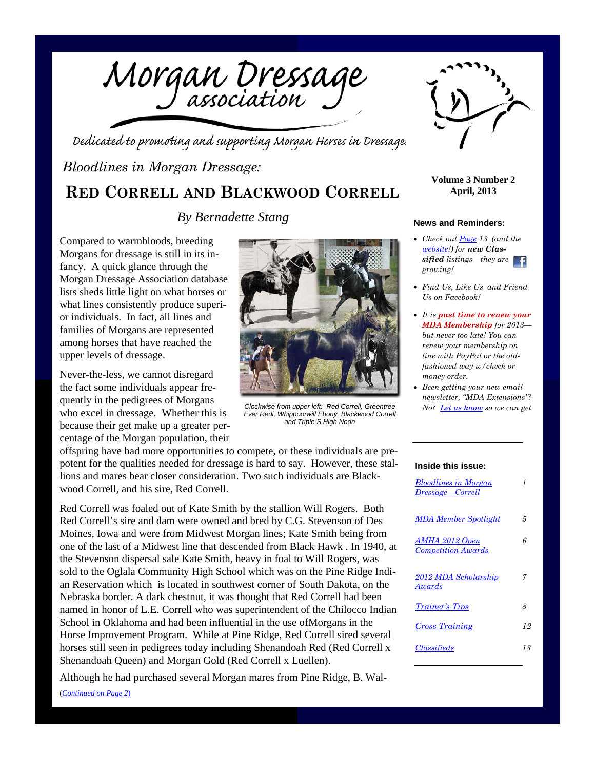# Morgan Dressage association

*Dedicated to promoting and supporting Morgan Horses in Dressage.*

**Volume 3 Number 2**
**April, 2013**

*Bloodlines in Morgan Dressage:*

## RED CORRELL AND BLACKWOOD CORRELL

*By Bernadette Stang*

Compared to warmbloods, breeding Morgans for dressage is still in its infancy. A quick glance through the Morgan Dressage Association database lists sheds little light on what horses or what lines consistently produce superior individuals. In fact, all lines and families of Morgans are represented among horses that have reached the upper levels of dressage.

Never-the-less, we cannot disregard the fact some individuals appear frequently in the pedigrees of Morgans who excel in dressage. Whether this is because their get make up a greater percentage of the Morgan population, their offspring have had more opportunities to compete, or these individuals are prepotent for the qualities needed for dressage is hard to say. However, these stallions and mares bear closer consideration. Two such individuals are Blackwood Correll, and his sire, Red Correll.

*Clockwise from upper left: Red Correll, Greentree Ever Redi, Whippoorwill Ebony, Blackwood Correll and Triple S High Noon*

Red Correll was foaled out of Kate Smith by the stallion Will Rogers. Both Red Correll's sire and dam were owned and bred by C.G. Stevenson of Des Moines, Iowa and were from Midwest Morgan lines; Kate Smith being from one of the last of a Midwest line that descended from Black Hawk . In 1940, at the Stevenson dispersal sale Kate Smith, heavy in foal to Will Rogers, was sold to the Oglala Community High School which was on the Pine Ridge Indian Reservation which is located in southwest corner of South Dakota, on the Nebraska border. A dark chestnut, it was thought that Red Correll had been named in honor of L.E. Correll who was superintendent of the Chilocco Indian School in Oklahoma and had been influential in the use ofMorgans in the Horse Improvement Program. While at Pine Ridge, Red Correll sired several horses still seen in pedigrees today including Shenandoah Red (Red Correll x Shenandoah Queen) and Morgan Gold (Red Correll x Luellen).

Although he had purchased several Morgan mares from Pine Ridge, B. Wal-

(*Continued on Page 2*)

### News and Reminders:

- *Check out Page 13 (and the website!) for **new Classified** listings—they are growing!*
- *Find Us, Like Us and Friend Us on Facebook!*
- *It is **past time to renew your MDA Membership** for 2013—but never too late! You can renew your membership on line with PayPal or the old-fashioned way w/check or money order.*
- *Been getting your new email newsletter, "MDA Extensions"? No? Let us know so we can get*

### Inside this issue:

| | |
|---|---|
| *Bloodlines in Morgan Dressage—Correll* | 1 |
| *MDA Member Spotlight* | 5 |
| *AMHA 2012 Open Competition Awards* | 6 |
| *2012 MDA Scholarship Awards* | 7 |
| *Trainer's Tips* | 8 |
| *Cross Training* | 12 |
| *Classifieds* | 13 |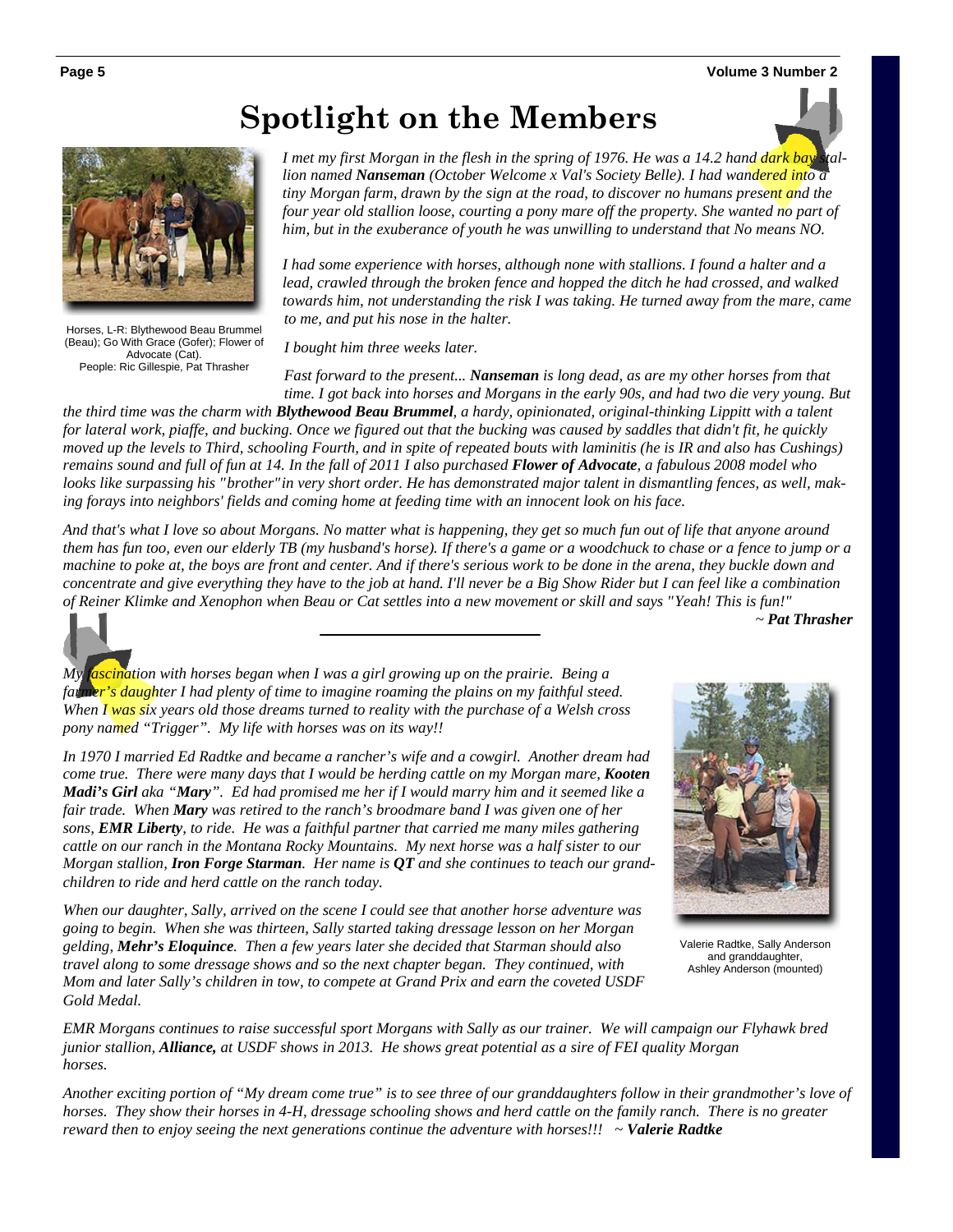# Spotlight on the Members

Horses, L-R: Blythewood Beau Brummel (Beau); Go With Grace (Gofer); Flower of Advocate (Cat).
People: Ric Gillespie, Pat Thrasher

*I met my first Morgan in the flesh in the spring of 1976. He was a 14.2 hand dark bay stallion named **Nanseman** (October Welcome x Val's Society Belle). I had wandered into a tiny Morgan farm, drawn by the sign at the road, to discover no humans present and the four year old stallion loose, courting a pony mare off the property. She wanted no part of him, but in the exuberance of youth he was unwilling to understand that No means NO.*

*I had some experience with horses, although none with stallions. I found a halter and a lead, crawled through the broken fence and hopped the ditch he had crossed, and walked towards him, not understanding the risk I was taking. He turned away from the mare, came to me, and put his nose in the halter.*

*I bought him three weeks later.*

*Fast forward to the present... **Nanseman** is long dead, as are my other horses from that time. I got back into horses and Morgans in the early 90s, and had two die very young. But the third time was the charm with **Blythewood Beau Brummel**, a hardy, opinionated, original-thinking Lippitt with a talent for lateral work, piaffe, and bucking. Once we figured out that the bucking was caused by saddles that didn't fit, he quickly moved up the levels to Third, schooling Fourth, and in spite of repeated bouts with laminitis (he is IR and also has Cushings) remains sound and full of fun at 14. In the fall of 2011 I also purchased **Flower of Advocate**, a fabulous 2008 model who looks like surpassing his "brother" in very short order. He has demonstrated major talent in dismantling fences, as well, making forays into neighbors' fields and coming home at feeding time with an innocent look on his face.*

*And that's what I love so about Morgans. No matter what is happening, they get so much fun out of life that anyone around them has fun too, even our elderly TB (my husband's horse). If there's a game or a woodchuck to chase or a fence to jump or a machine to poke at, the boys are front and center. And if there's serious work to be done in the arena, they buckle down and concentrate and give everything they have to the job at hand. I'll never be a Big Show Rider but I can feel like a combination of Reiner Klimke and Xenophon when Beau or Cat settles into a new movement or skill and says "Yeah! This is fun!"*

*~ **Pat Thrasher***

---

*My fascination with horses began when I was a girl growing up on the prairie. Being a farmer's daughter I had plenty of time to imagine roaming the plains on my faithful steed. When I was six years old those dreams turned to reality with the purchase of a Welsh cross pony named "Trigger". My life with horses was on its way!!*

*In 1970 I married Ed Radtke and became a rancher's wife and a cowgirl. Another dream had come true. There were many days that I would be herding cattle on my Morgan mare, **Kooten Madi's Girl** aka "**Mary**". Ed had promised me her if I would marry him and it seemed like a fair trade. When **Mary** was retired to the ranch's broodmare band I was given one of her sons, **EMR Liberty**, to ride. He was a faithful partner that carried me many miles gathering cattle on our ranch in the Montana Rocky Mountains. My next horse was a half sister to our Morgan stallion, **Iron Forge Starman**. Her name is **QT** and she continues to teach our grandchildren to ride and herd cattle on the ranch today.*

*When our daughter, Sally, arrived on the scene I could see that another horse adventure was going to begin. When she was thirteen, Sally started taking dressage lesson on her Morgan gelding, **Mehr's Eloquince**. Then a few years later she decided that Starman should also travel along to some dressage shows and so the next chapter began. They continued, with Mom and later Sally's children in tow, to compete at Grand Prix and earn the coveted USDF Gold Medal.*

Valerie Radtke, Sally Anderson and granddaughter, Ashley Anderson (mounted)

*EMR Morgans continues to raise successful sport Morgans with Sally as our trainer. We will campaign our Flyhawk bred junior stallion, **Alliance,** at USDF shows in 2013. He shows great potential as a sire of FEI quality Morgan horses.*

*Another exciting portion of "My dream come true" is to see three of our granddaughters follow in their grandmother's love of horses. They show their horses in 4-H, dressage schooling shows and herd cattle on the family ranch. There is no greater reward then to enjoy seeing the next generations continue the adventure with horses!!! ~ **Valerie Radtke***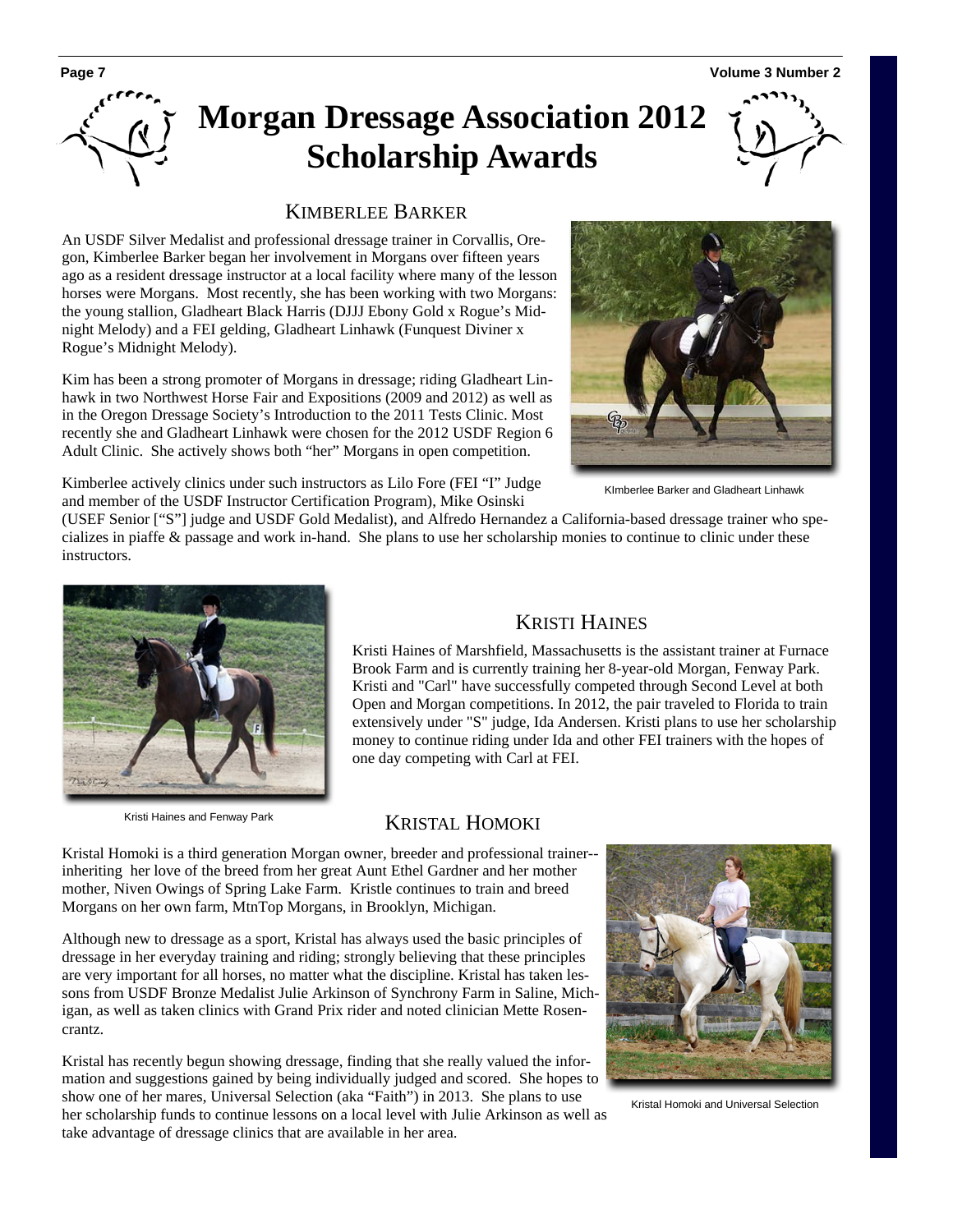# Morgan Dressage Association 2012 Scholarship Awards

## Kimberlee Barker

An USDF Silver Medalist and professional dressage trainer in Corvallis, Oregon, Kimberlee Barker began her involvement in Morgans over fifteen years ago as a resident dressage instructor at a local facility where many of the lesson horses were Morgans. Most recently, she has been working with two Morgans: the young stallion, Gladheart Black Harris (DJJJ Ebony Gold x Rogue's Midnight Melody) and a FEI gelding, Gladheart Linhawk (Funquest Diviner x Rogue's Midnight Melody).

Kim has been a strong promoter of Morgans in dressage; riding Gladheart Linhawk in two Northwest Horse Fair and Expositions (2009 and 2012) as well as in the Oregon Dressage Society's Introduction to the 2011 Tests Clinic. Most recently she and Gladheart Linhawk were chosen for the 2012 USDF Region 6 Adult Clinic. She actively shows both "her" Morgans in open competition.

KImberlee Barker and Gladheart Linhawk

Kimberlee actively clinics under such instructors as Lilo Fore (FEI "I" Judge and member of the USDF Instructor Certification Program), Mike Osinski (USEF Senior ["S"] judge and USDF Gold Medalist), and Alfredo Hernandez a California-based dressage trainer who specializes in piaffe & passage and work in-hand. She plans to use her scholarship monies to continue to clinic under these instructors.

## Kristi Haines

Kristi Haines of Marshfield, Massachusetts is the assistant trainer at Furnace Brook Farm and is currently training her 8-year-old Morgan, Fenway Park. Kristi and "Carl" have successfully competed through Second Level at both Open and Morgan competitions. In 2012, the pair traveled to Florida to train extensively under "S" judge, Ida Andersen. Kristi plans to use her scholarship money to continue riding under Ida and other FEI trainers with the hopes of one day competing with Carl at FEI.

Kristi Haines and Fenway Park

## Kristal Homoki

Kristal Homoki is a third generation Morgan owner, breeder and professional trainer--inheriting her love of the breed from her great Aunt Ethel Gardner and her mother mother, Niven Owings of Spring Lake Farm. Kristle continues to train and breed Morgans on her own farm, MtnTop Morgans, in Brooklyn, Michigan.

Although new to dressage as a sport, Kristal has always used the basic principles of dressage in her everyday training and riding; strongly believing that these principles are very important for all horses, no matter what the discipline. Kristal has taken lessons from USDF Bronze Medalist Julie Arkinson of Synchrony Farm in Saline, Michigan, as well as taken clinics with Grand Prix rider and noted clinician Mette Rosencrantz.

Kristal has recently begun showing dressage, finding that she really valued the information and suggestions gained by being individually judged and scored. She hopes to show one of her mares, Universal Selection (aka "Faith") in 2013. She plans to use her scholarship funds to continue lessons on a local level with Julie Arkinson as well as take advantage of dressage clinics that are available in her area.

Kristal Homoki and Universal Selection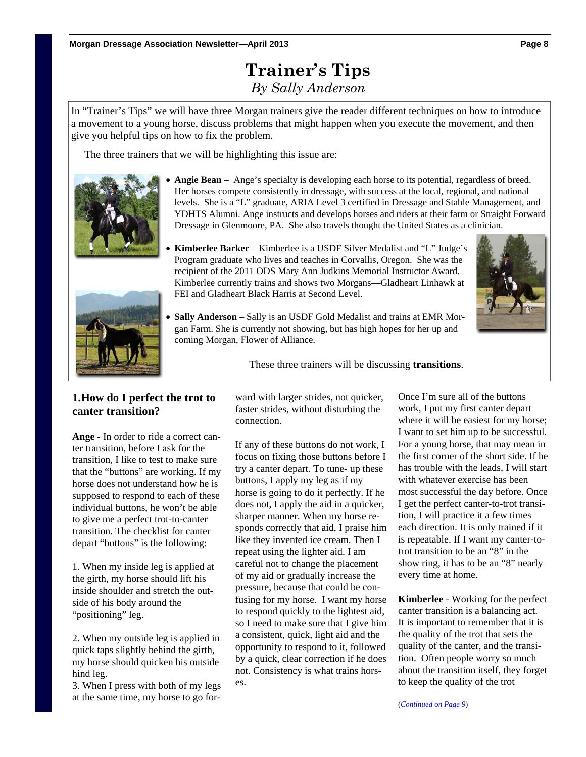Morgan Dressage Association Newsletter—April 2013

# Trainer's Tips

*By Sally Anderson*

In "Trainer's Tips" we will have three Morgan trainers give the reader different techniques on how to introduce a movement to a young horse, discuss problems that might happen when you execute the movement, and then give you helpful tips on how to fix the problem.

The three trainers that we will be highlighting this issue are:

- **Angie Bean** – Ange's specialty is developing each horse to its potential, regardless of breed. Her horses compete consistently in dressage, with success at the local, regional, and national levels. She is a "L" graduate, ARIA Level 3 certified in Dressage and Stable Management, and YDHTS Alumni. Ange instructs and develops horses and riders at their farm or Straight Forward Dressage in Glenmoore, PA. She also travels thought the United States as a clinician.
- **Kimberlee Barker** – Kimberlee is a USDF Silver Medalist and "L" Judge's Program graduate who lives and teaches in Corvallis, Oregon. She was the recipient of the 2011 ODS Mary Ann Judkins Memorial Instructor Award. Kimberlee currently trains and shows two Morgans—Gladheart Linhawk at FEI and Gladheart Black Harris at Second Level.
- **Sally Anderson** – Sally is an USDF Gold Medalist and trains at EMR Morgan Farm. She is currently not showing, but has high hopes for her up and coming Morgan, Flower of Alliance.

These three trainers will be discussing **transitions**.

## 1.How do I perfect the trot to canter transition?

**Ange** - In order to ride a correct canter transition, before I ask for the transition, I like to test to make sure that the "buttons" are working. If my horse does not understand how he is supposed to respond to each of these individual buttons, he won't be able to give me a perfect trot-to-canter transition. The checklist for canter depart "buttons" is the following:

1. When my inside leg is applied at the girth, my horse should lift his inside shoulder and stretch the outside of his body around the "positioning" leg.

2. When my outside leg is applied in quick taps slightly behind the girth, my horse should quicken his outside hind leg.

3. When I press with both of my legs at the same time, my horse to go forward with larger strides, not quicker, faster strides, without disturbing the connection.

If any of these buttons do not work, I focus on fixing those buttons before I try a canter depart. To tune- up these buttons, I apply my leg as if my horse is going to do it perfectly. If he does not, I apply the aid in a quicker, sharper manner. When my horse responds correctly that aid, I praise him like they invented ice cream. Then I repeat using the lighter aid. I am careful not to change the placement of my aid or gradually increase the pressure, because that could be confusing for my horse. I want my horse to respond quickly to the lightest aid, so I need to make sure that I give him a consistent, quick, light aid and the opportunity to respond to it, followed by a quick, clear correction if he does not. Consistency is what trains horses.

Once I'm sure all of the buttons work, I put my first canter depart where it will be easiest for my horse; I want to set him up to be successful. For a young horse, that may mean in the first corner of the short side. If he has trouble with the leads, I will start with whatever exercise has been most successful the day before. Once I get the perfect canter-to-trot transition, I will practice it a few times each direction. It is only trained if it is repeatable. If I want my canter-to-trot transition to be an "8" in the show ring, it has to be an "8" nearly every time at home.

**Kimberlee** - Working for the perfect canter transition is a balancing act. It is important to remember that it is the quality of the trot that sets the quality of the canter, and the transition. Often people worry so much about the transition itself, they forget to keep the quality of the trot

(*Continued on Page 9*)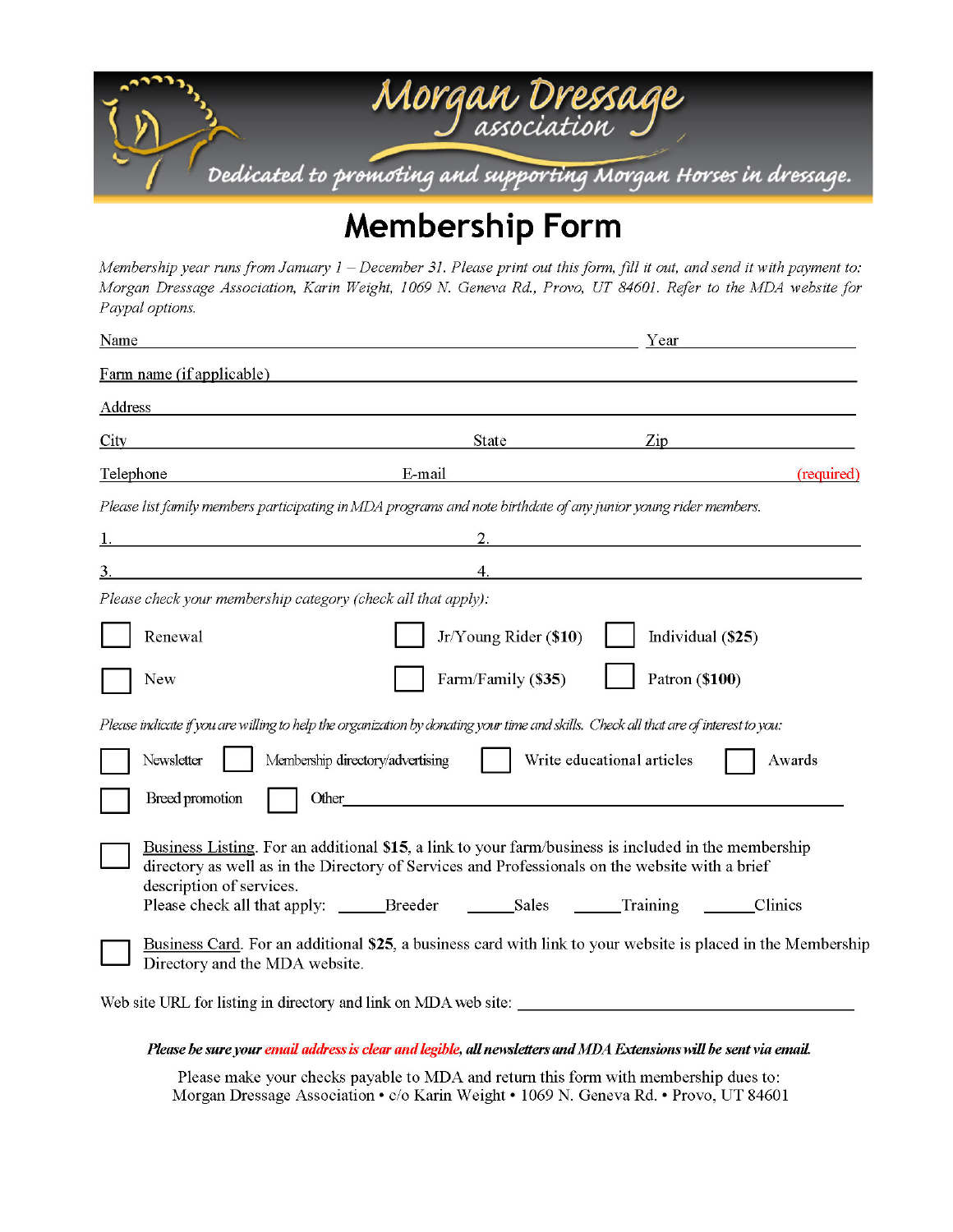# Morgan Dressage association

*Dedicated to promoting and supporting Morgan Horses in dressage.*

# Membership Form

*Membership year runs from January 1 – December 31. Please print out this form, fill it out, and send it with payment to: Morgan Dressage Association, Karin Weight, 1069 N. Geneva Rd., Provo, UT 84601. Refer to the MDA website for Paypal options.*

Name ________________________________ Year ____________

Farm name (if applicable) ________________________________

Address ________________________________

City ____________________ State ____________ Zip ____________

Telephone ____________ E-mail ________________________ (required)

*Please list family members participating in MDA programs and note birthdate of any junior young rider members.*

1. ____________________ 2. ____________________

3. ____________________ 4. ____________________

*Please check your membership category (check all that apply):*

☐ Renewal ☐ Jr/Young Rider ($10) ☐ Individual ($25)

☐ New ☐ Farm/Family ($35) ☐ Patron ($100)

*Please indicate if you are willing to help the organization by donating your time and skills. Check all that are of interest to you:*

☐ Newsletter ☐ Membership directory/advertising ☐ Write educational articles ☐ Awards

☐ Breed promotion ☐ Other ________________________________

☐ Business Listing. For an additional **$15**, a link to your farm/business is included in the membership directory as well as in the Directory of Services and Professionals on the website with a brief description of services.
Please check all that apply: _____Breeder _____Sales _____Training _____Clinics

☐ Business Card. For an additional **$25**, a business card with link to your website is placed in the Membership Directory and the MDA website.

Web site URL for listing in directory and link on MDA web site: ________________________________

***Please be sure your email address is clear and legible, all newsletters and MDA Extensions will be sent via email.***

Please make your checks payable to MDA and return this form with membership dues to:
Morgan Dressage Association • c/o Karin Weight • 1069 N. Geneva Rd. • Provo, UT 84601